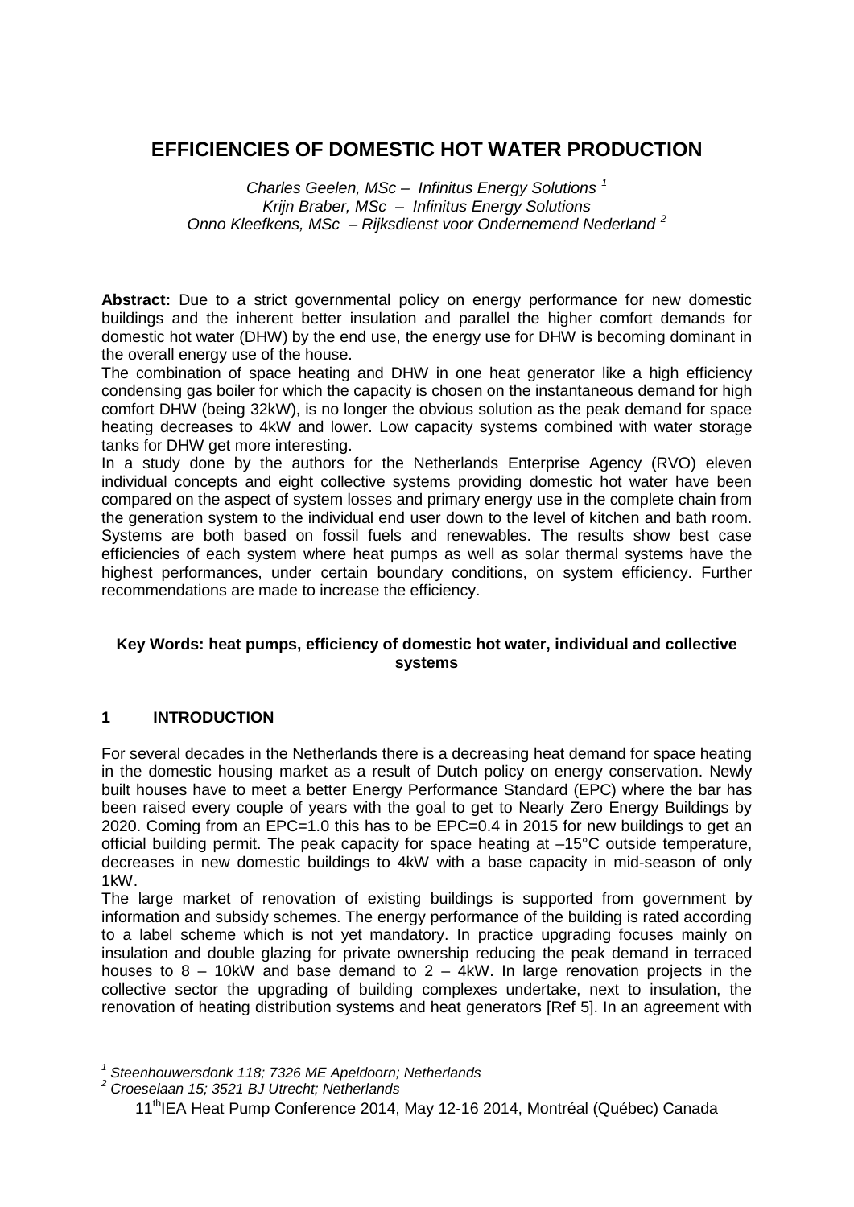# EFFICIENCIES OF DOMESTIC HOT WATER PRODUCTION

*Charles Geelen, MSc – Infinitus Energy Solutions [1]*
*Krijn Braber, MSc – Infinitus Energy Solutions*
*Onno Kleefkens, MSc – Rijksdienst voor Ondernemend Nederland [2]*

**Abstract:** Due to a strict governmental policy on energy performance for new domestic buildings and the inherent better insulation and parallel the higher comfort demands for domestic hot water (DHW) by the end use, the energy use for DHW is becoming dominant in the overall energy use of the house.

The combination of space heating and DHW in one heat generator like a high efficiency condensing gas boiler for which the capacity is chosen on the instantaneous demand for high comfort DHW (being 32kW), is no longer the obvious solution as the peak demand for space heating decreases to 4kW and lower. Low capacity systems combined with water storage tanks for DHW get more interesting.

In a study done by the authors for the Netherlands Enterprise Agency (RVO) eleven individual concepts and eight collective systems providing domestic hot water have been compared on the aspect of system losses and primary energy use in the complete chain from the generation system to the individual end user down to the level of kitchen and bath room. Systems are both based on fossil fuels and renewables. The results show best case efficiencies of each system where heat pumps as well as solar thermal systems have the highest performances, under certain boundary conditions, on system efficiency. Further recommendations are made to increase the efficiency.

**Key Words: heat pumps, efficiency of domestic hot water, individual and collective systems**

## 1 INTRODUCTION

For several decades in the Netherlands there is a decreasing heat demand for space heating in the domestic housing market as a result of Dutch policy on energy conservation. Newly built houses have to meet a better Energy Performance Standard (EPC) where the bar has been raised every couple of years with the goal to get to Nearly Zero Energy Buildings by 2020. Coming from an EPC=1.0 this has to be EPC=0.4 in 2015 for new buildings to get an official building permit. The peak capacity for space heating at –15°C outside temperature, decreases in new domestic buildings to 4kW with a base capacity in mid-season of only 1kW.

The large market of renovation of existing buildings is supported from government by information and subsidy schemes. The energy performance of the building is rated according to a label scheme which is not yet mandatory. In practice upgrading focuses mainly on insulation and double glazing for private ownership reducing the peak demand in terraced houses to 8 – 10kW and base demand to 2 – 4kW. In large renovation projects in the collective sector the upgrading of building complexes undertake, next to insulation, the renovation of heating distribution systems and heat generators [Ref 5]. In an agreement with

[1] Steenhouwersdonk 118; 7326 ME Apeldoorn; Netherlands
[2] Croeselaan 15; 3521 BJ Utrecht; Netherlands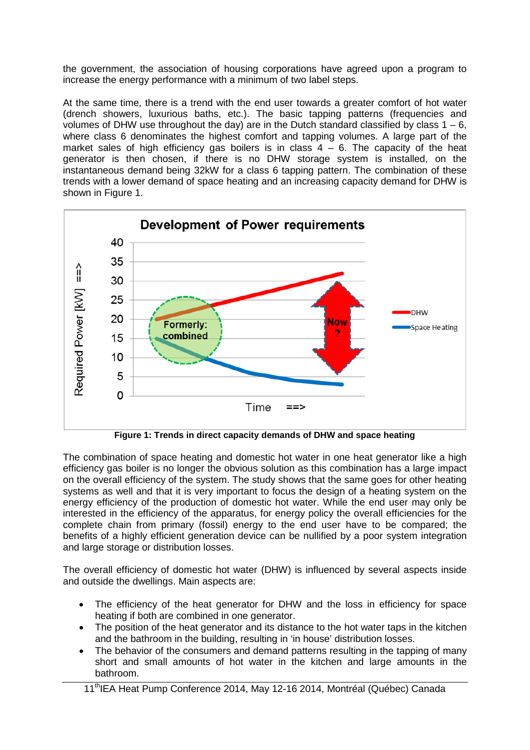the government, the association of housing corporations have agreed upon a program to increase the energy performance with a minimum of two label steps.

At the same time, there is a trend with the end user towards a greater comfort of hot water (drench showers, luxurious baths, etc.). The basic tapping patterns (frequencies and volumes of DHW use throughout the day) are in the Dutch standard classified by class 1 – 6, where class 6 denominates the highest comfort and tapping volumes. A large part of the market sales of high efficiency gas boilers is in class 4 – 6. The capacity of the heat generator is then chosen, if there is no DHW storage system is installed, on the instantaneous demand being 32kW for a class 6 tapping pattern. The combination of these trends with a lower demand of space heating and an increasing capacity demand for DHW is shown in Figure 1.

**Figure 1: Trends in direct capacity demands of DHW and space heating**

The combination of space heating and domestic hot water in one heat generator like a high efficiency gas boiler is no longer the obvious solution as this combination has a large impact on the overall efficiency of the system. The study shows that the same goes for other heating systems as well and that it is very important to focus the design of a heating system on the energy efficiency of the production of domestic hot water. While the end user may only be interested in the efficiency of the apparatus, for energy policy the overall efficiencies for the complete chain from primary (fossil) energy to the end user have to be compared; the benefits of a highly efficient generation device can be nullified by a poor system integration and large storage or distribution losses.

The overall efficiency of domestic hot water (DHW) is influenced by several aspects inside and outside the dwellings. Main aspects are:

- The efficiency of the heat generator for DHW and the loss in efficiency for space heating if both are combined in one generator.
- The position of the heat generator and its distance to the hot water taps in the kitchen and the bathroom in the building, resulting in 'in house' distribution losses.
- The behavior of the consumers and demand patterns resulting in the tapping of many short and small amounts of hot water in the kitchen and large amounts in the bathroom.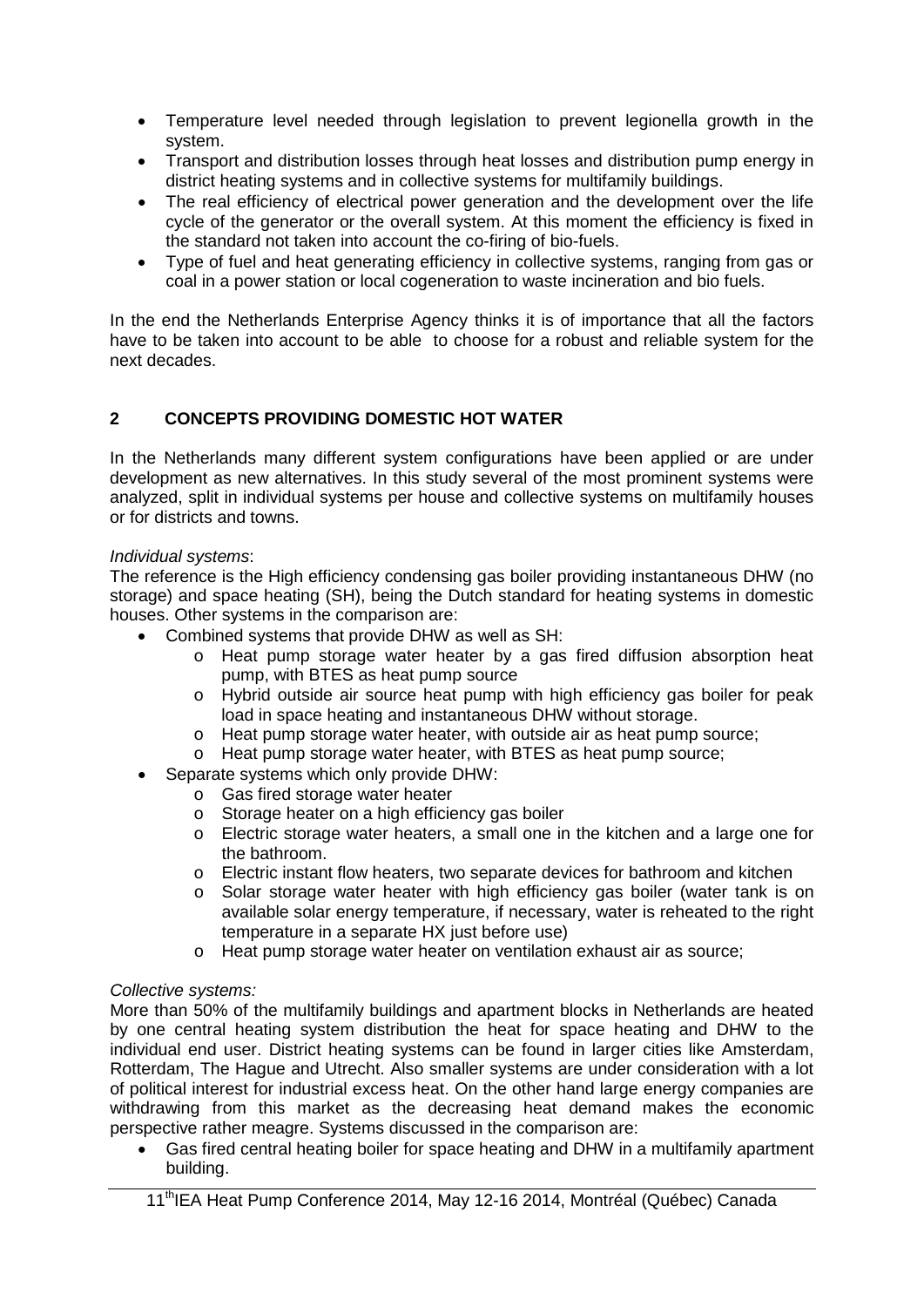- Temperature level needed through legislation to prevent legionella growth in the system.
- Transport and distribution losses through heat losses and distribution pump energy in district heating systems and in collective systems for multifamily buildings.
- The real efficiency of electrical power generation and the development over the life cycle of the generator or the overall system. At this moment the efficiency is fixed in the standard not taken into account the co-firing of bio-fuels.
- Type of fuel and heat generating efficiency in collective systems, ranging from gas or coal in a power station or local cogeneration to waste incineration and bio fuels.

In the end the Netherlands Enterprise Agency thinks it is of importance that all the factors have to be taken into account to be able to choose for a robust and reliable system for the next decades.

## 2 CONCEPTS PROVIDING DOMESTIC HOT WATER

In the Netherlands many different system configurations have been applied or are under development as new alternatives. In this study several of the most prominent systems were analyzed, split in individual systems per house and collective systems on multifamily houses or for districts and towns.

*Individual systems*:
The reference is the High efficiency condensing gas boiler providing instantaneous DHW (no storage) and space heating (SH), being the Dutch standard for heating systems in domestic houses. Other systems in the comparison are:

- Combined systems that provide DHW as well as SH:
  - Heat pump storage water heater by a gas fired diffusion absorption heat pump, with BTES as heat pump source
  - Hybrid outside air source heat pump with high efficiency gas boiler for peak load in space heating and instantaneous DHW without storage.
  - Heat pump storage water heater, with outside air as heat pump source;
  - Heat pump storage water heater, with BTES as heat pump source;
- Separate systems which only provide DHW:
  - Gas fired storage water heater
  - Storage heater on a high efficiency gas boiler
  - Electric storage water heaters, a small one in the kitchen and a large one for the bathroom.
  - Electric instant flow heaters, two separate devices for bathroom and kitchen
  - Solar storage water heater with high efficiency gas boiler (water tank is on available solar energy temperature, if necessary, water is reheated to the right temperature in a separate HX just before use)
  - Heat pump storage water heater on ventilation exhaust air as source;

*Collective systems:*
More than 50% of the multifamily buildings and apartment blocks in Netherlands are heated by one central heating system distribution the heat for space heating and DHW to the individual end user. District heating systems can be found in larger cities like Amsterdam, Rotterdam, The Hague and Utrecht. Also smaller systems are under consideration with a lot of political interest for industrial excess heat. On the other hand large energy companies are withdrawing from this market as the decreasing heat demand makes the economic perspective rather meagre. Systems discussed in the comparison are:

- Gas fired central heating boiler for space heating and DHW in a multifamily apartment building.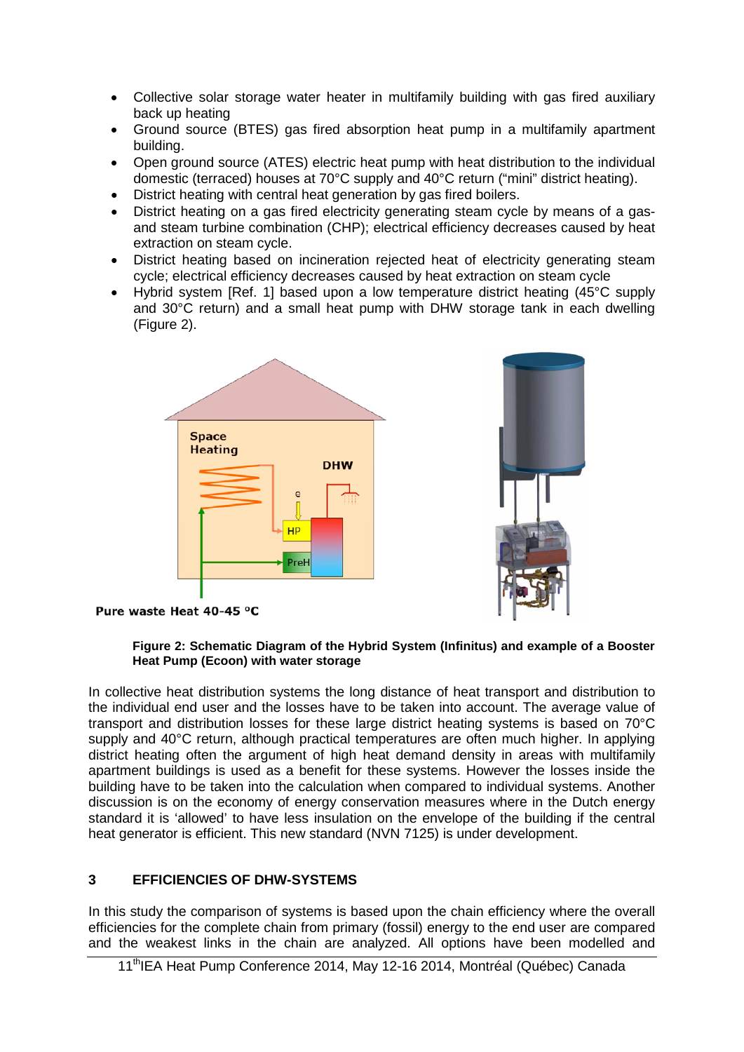- Collective solar storage water heater in multifamily building with gas fired auxiliary back up heating
- Ground source (BTES) gas fired absorption heat pump in a multifamily apartment building.
- Open ground source (ATES) electric heat pump with heat distribution to the individual domestic (terraced) houses at 70°C supply and 40°C return ("mini" district heating).
- District heating with central heat generation by gas fired boilers.
- District heating on a gas fired electricity generating steam cycle by means of a gas- and steam turbine combination (CHP); electrical efficiency decreases caused by heat extraction on steam cycle.
- District heating based on incineration rejected heat of electricity generating steam cycle; electrical efficiency decreases caused by heat extraction on steam cycle
- Hybrid system [Ref. 1] based upon a low temperature district heating (45°C supply and 30°C return) and a small heat pump with DHW storage tank in each dwelling (Figure 2).

**Figure 2: Schematic Diagram of the Hybrid System (Infinitus) and example of a Booster Heat Pump (Econ) with water storage**

In collective heat distribution systems the long distance of heat transport and distribution to the individual end user and the losses have to be taken into account. The average value of transport and distribution losses for these large district heating systems is based on 70°C supply and 40°C return, although practical temperatures are often much higher. In applying district heating often the argument of high heat demand density in areas with multifamily apartment buildings is used as a benefit for these systems. However the losses inside the building have to be taken into the calculation when compared to individual systems. Another discussion is on the economy of energy conservation measures where in the Dutch energy standard it is 'allowed' to have less insulation on the envelope of the building if the central heat generator is efficient. This new standard (NVN 7125) is under development.

## 3 EFFICIENCIES OF DHW-SYSTEMS

In this study the comparison of systems is based upon the chain efficiency where the overall efficiencies for the complete chain from primary (fossil) energy to the end user are compared and the weakest links in the chain are analyzed. All options have been modelled and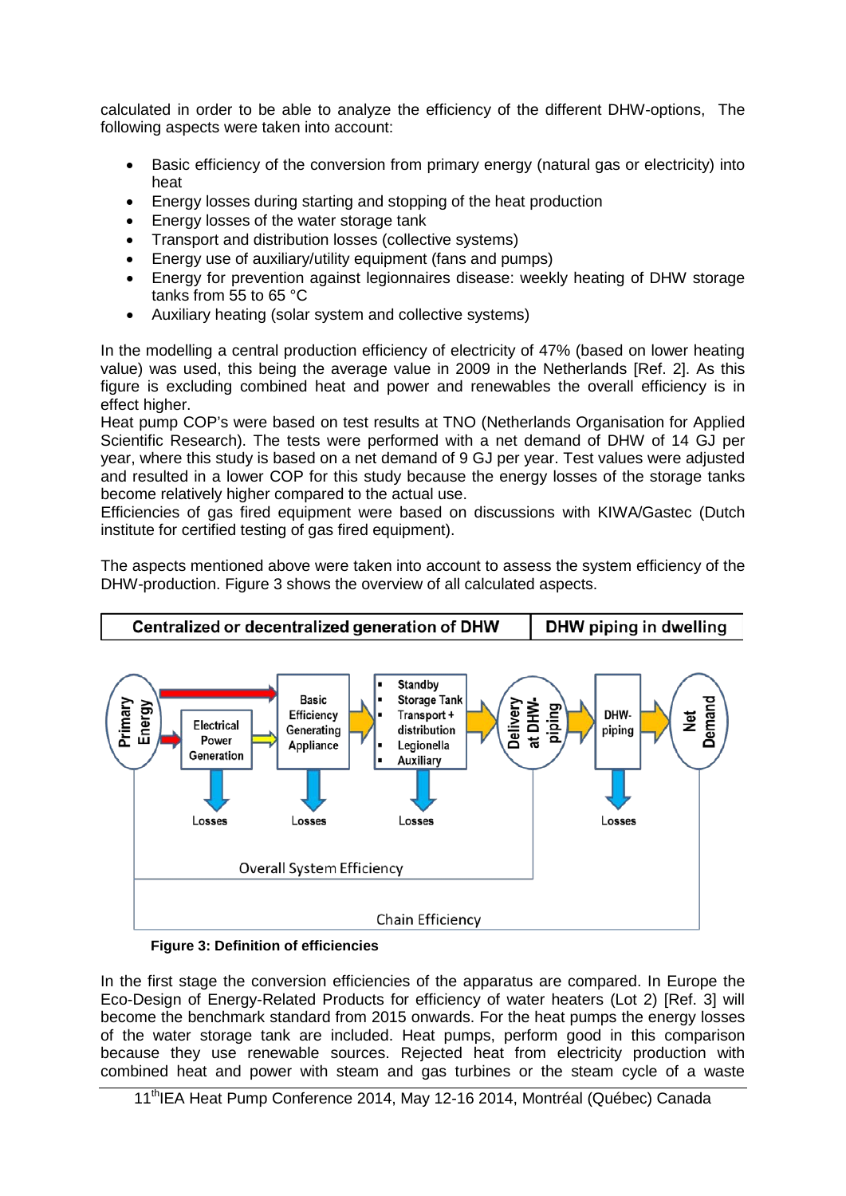calculated in order to be able to analyze the efficiency of the different DHW-options, The following aspects were taken into account:

- Basic efficiency of the conversion from primary energy (natural gas or electricity) into heat
- Energy losses during starting and stopping of the heat production
- Energy losses of the water storage tank
- Transport and distribution losses (collective systems)
- Energy use of auxiliary/utility equipment (fans and pumps)
- Energy for prevention against legionnaires disease: weekly heating of DHW storage tanks from 55 to 65 °C
- Auxiliary heating (solar system and collective systems)

In the modelling a central production efficiency of electricity of 47% (based on lower heating value) was used, this being the average value in 2009 in the Netherlands [Ref. 2]. As this figure is excluding combined heat and power and renewables the overall efficiency is in effect higher.
Heat pump COP's were based on test results at TNO (Netherlands Organisation for Applied Scientific Research). The tests were performed with a net demand of DHW of 14 GJ per year, where this study is based on a net demand of 9 GJ per year. Test values were adjusted and resulted in a lower COP for this study because the energy losses of the storage tanks become relatively higher compared to the actual use.
Efficiencies of gas fired equipment were based on discussions with KIWA/Gastec (Dutch institute for certified testing of gas fired equipment).

The aspects mentioned above were taken into account to assess the system efficiency of the DHW-production. Figure 3 shows the overview of all calculated aspects.

| Centralized or decentralized generation of DHW | DHW piping in dwelling |
|---|---|

Primary Energy → Electrical Power Generation → Basic Efficiency Generating Appliance → (Standby, Storage Tank, Transport + distribution, Legionella, Auxiliary) → Delivery at DHW-piping → DHW-piping → Net Demand

Losses | Losses | Losses | Losses

Overall System Efficiency

Chain Efficiency

**Figure 3: Definition of efficiencies**

In the first stage the conversion efficiencies of the apparatus are compared. In Europe the Eco-Design of Energy-Related Products for efficiency of water heaters (Lot 2) [Ref. 3] will become the benchmark standard from 2015 onwards. For the heat pumps the energy losses of the water storage tank are included. Heat pumps, perform good in this comparison because they use renewable sources. Rejected heat from electricity production with combined heat and power with steam and gas turbines or the steam cycle of a waste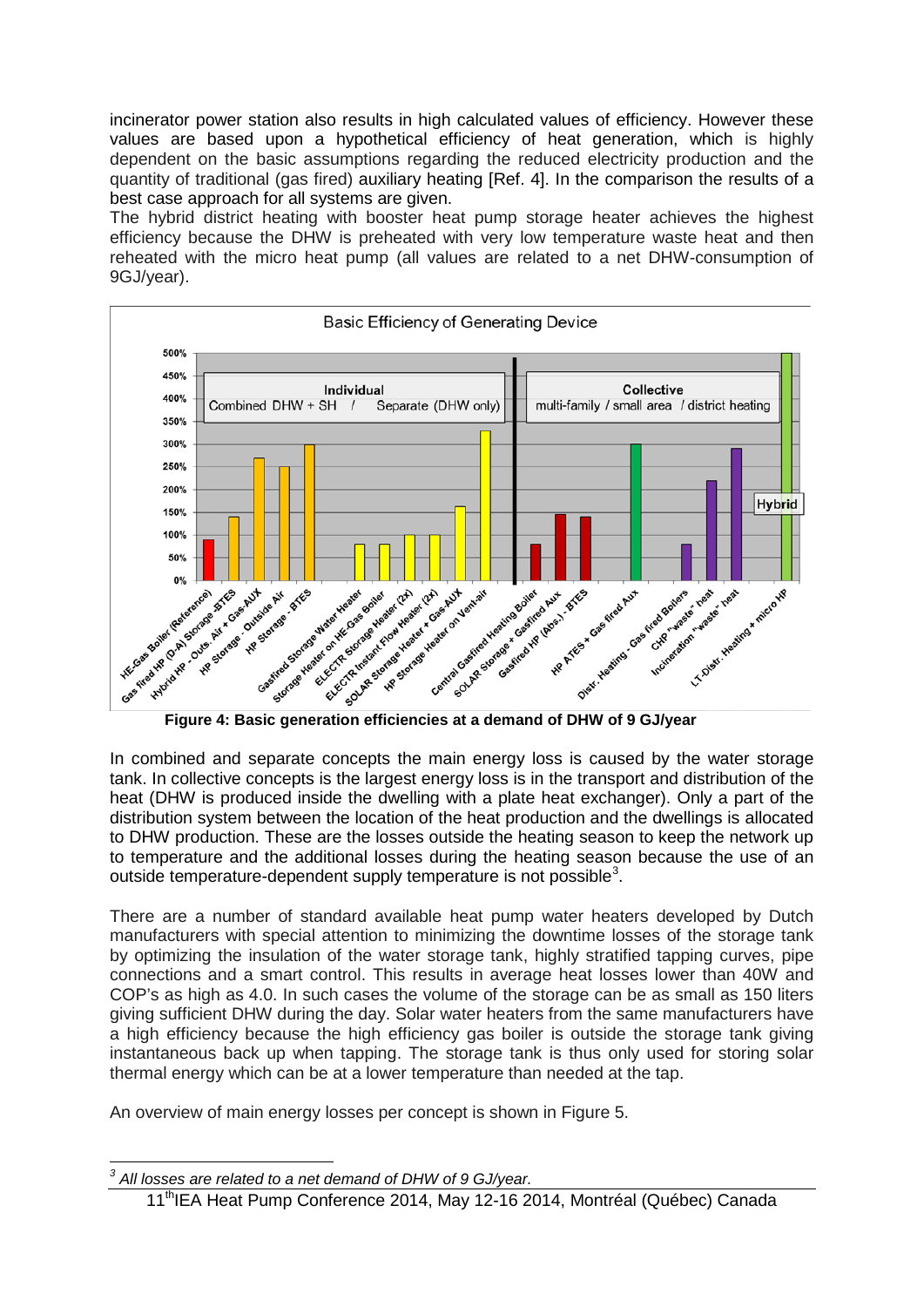incinerator power station also results in high calculated values of efficiency. However these values are based upon a hypothetical efficiency of heat generation, which is highly dependent on the basic assumptions regarding the reduced electricity production and the quantity of traditional (gas fired) auxiliary heating [Ref. 4]. In the comparison the results of a best case approach for all systems are given.

The hybrid district heating with booster heat pump storage heater achieves the highest efficiency because the DHW is preheated with very low temperature waste heat and then reheated with the micro heat pump (all values are related to a net DHW-consumption of 9GJ/year).

**Figure 4: Basic generation efficiencies at a demand of DHW of 9 GJ/year**

In combined and separate concepts the main energy loss is caused by the water storage tank. In collective concepts is the largest energy loss is in the transport and distribution of the heat (DHW is produced inside the dwelling with a plate heat exchanger). Only a part of the distribution system between the location of the heat production and the dwellings is allocated to DHW production. These are the losses outside the heating season to keep the network up to temperature and the additional losses during the heating season because the use of an outside temperature-dependent supply temperature is not possible[3].

There are a number of standard available heat pump water heaters developed by Dutch manufacturers with special attention to minimizing the downtime losses of the storage tank by optimizing the insulation of the water storage tank, highly stratified tapping curves, pipe connections and a smart control. This results in average heat losses lower than 40W and COP's as high as 4.0. In such cases the volume of the storage can be as small as 150 liters giving sufficient DHW during the day. Solar water heaters from the same manufacturers have a high efficiency because the high efficiency gas boiler is outside the storage tank giving instantaneous back up when tapping. The storage tank is thus only used for storing solar thermal energy which can be at a lower temperature than needed at the tap.

An overview of main energy losses per concept is shown in Figure 5.

[3] *All losses are related to a net demand of DHW of 9 GJ/year.*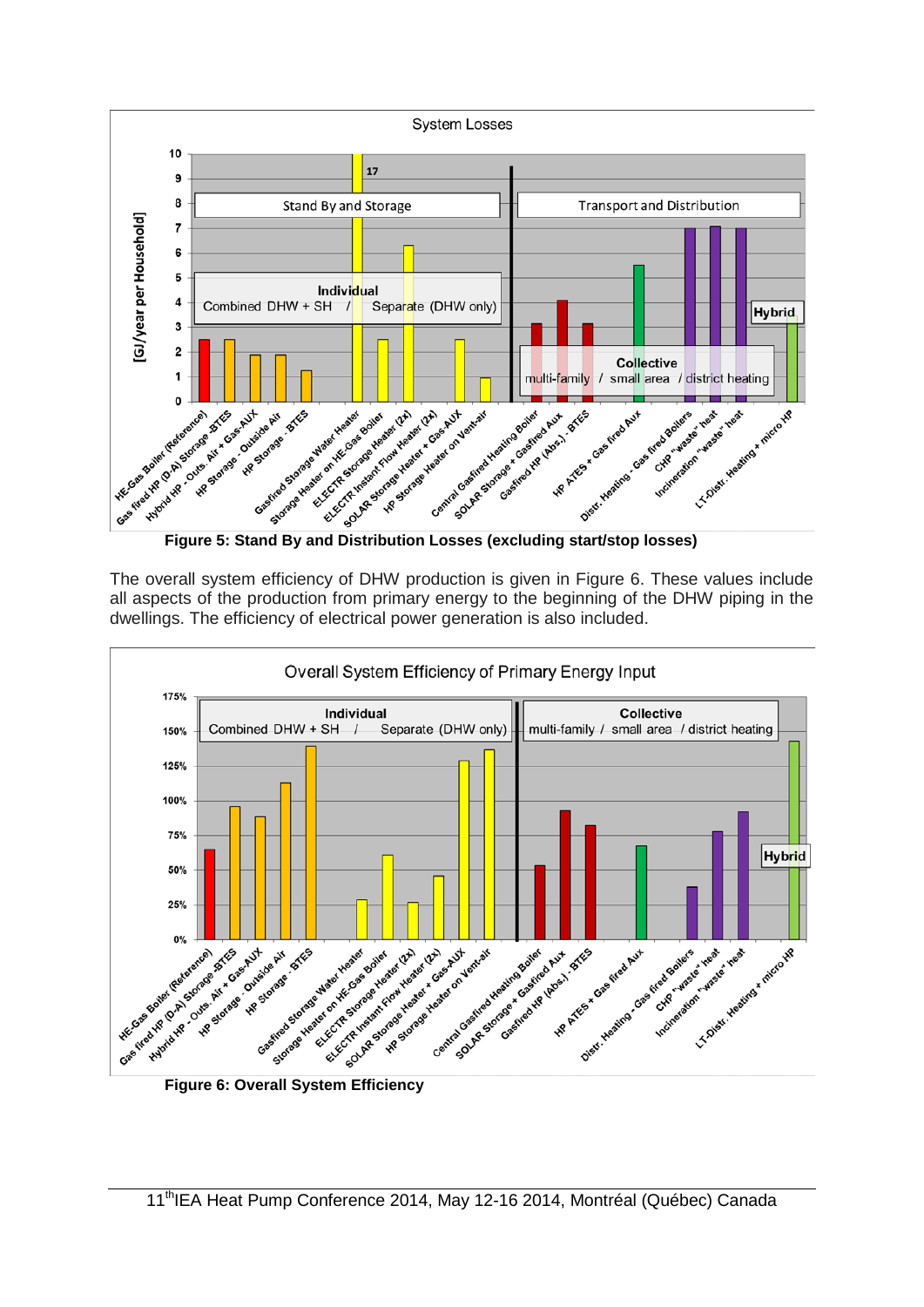**Figure 5: Stand By and Distribution Losses (excluding start/stop losses)**

The overall system efficiency of DHW production is given in Figure 6. These values include all aspects of the production from primary energy to the beginning of the DHW piping in the dwellings. The efficiency of electrical power generation is also included.

**Figure 6: Overall System Efficiency**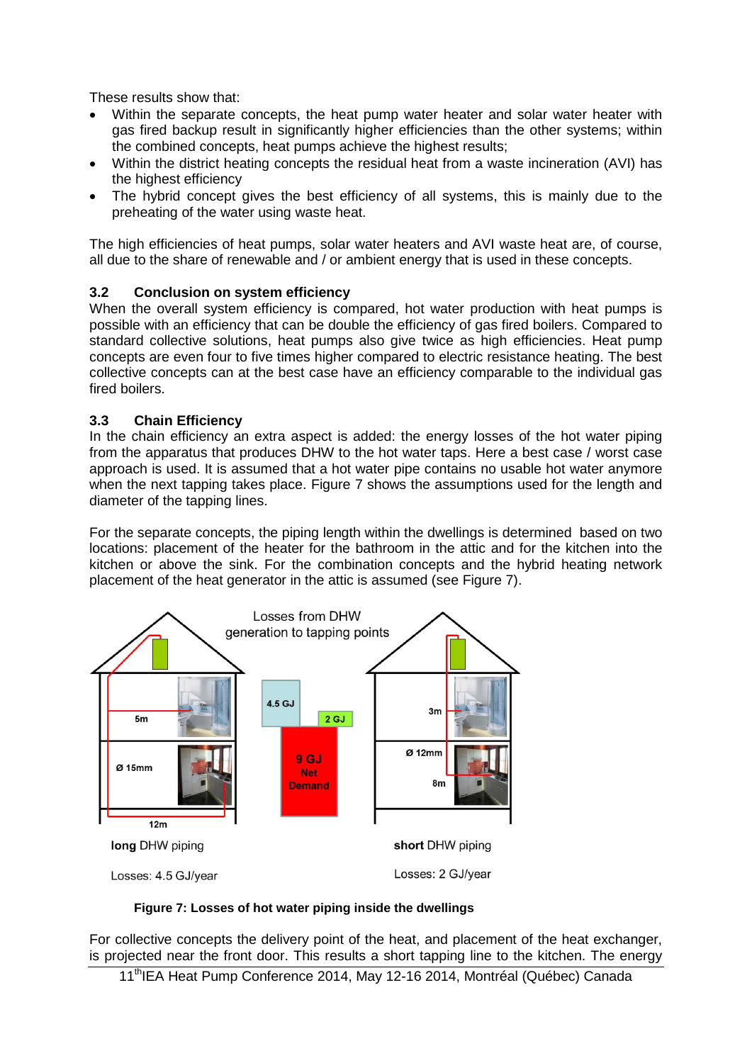These results show that:

- Within the separate concepts, the heat pump water heater and solar water heater with gas fired backup result in significantly higher efficiencies than the other systems; within the combined concepts, heat pumps achieve the highest results;
- Within the district heating concepts the residual heat from a waste incineration (AVI) has the highest efficiency
- The hybrid concept gives the best efficiency of all systems, this is mainly due to the preheating of the water using waste heat.

The high efficiencies of heat pumps, solar water heaters and AVI waste heat are, of course, all due to the share of renewable and / or ambient energy that is used in these concepts.

### 3.2 Conclusion on system efficiency

When the overall system efficiency is compared, hot water production with heat pumps is possible with an efficiency that can be double the efficiency of gas fired boilers. Compared to standard collective solutions, heat pumps also give twice as high efficiencies. Heat pump concepts are even four to five times higher compared to electric resistance heating. The best collective concepts can at the best case have an efficiency comparable to the individual gas fired boilers.

### 3.3 Chain Efficiency

In the chain efficiency an extra aspect is added: the energy losses of the hot water piping from the apparatus that produces DHW to the hot water taps. Here a best case / worst case approach is used. It is assumed that a hot water pipe contains no usable hot water anymore when the next tapping takes place. Figure 7 shows the assumptions used for the length and diameter of the tapping lines.

For the separate concepts, the piping length within the dwellings is determined based on two locations: placement of the heater for the bathroom in the attic and for the kitchen into the kitchen or above the sink. For the combination concepts and the hybrid heating network placement of the heat generator in the attic is assumed (see Figure 7).

Losses from DHW generation to tapping points

5m
Ø 15mm
12m

**long** DHW piping

Losses: 4.5 GJ/year

4.5 GJ
2 GJ
9 GJ Net Demand

3m
Ø 12mm
8m

**short** DHW piping

Losses: 2 GJ/year

**Figure 7: Losses of hot water piping inside the dwellings**

For collective concepts the delivery point of the heat, and placement of the heat exchanger, is projected near the front door. This results a short tapping line to the kitchen. The energy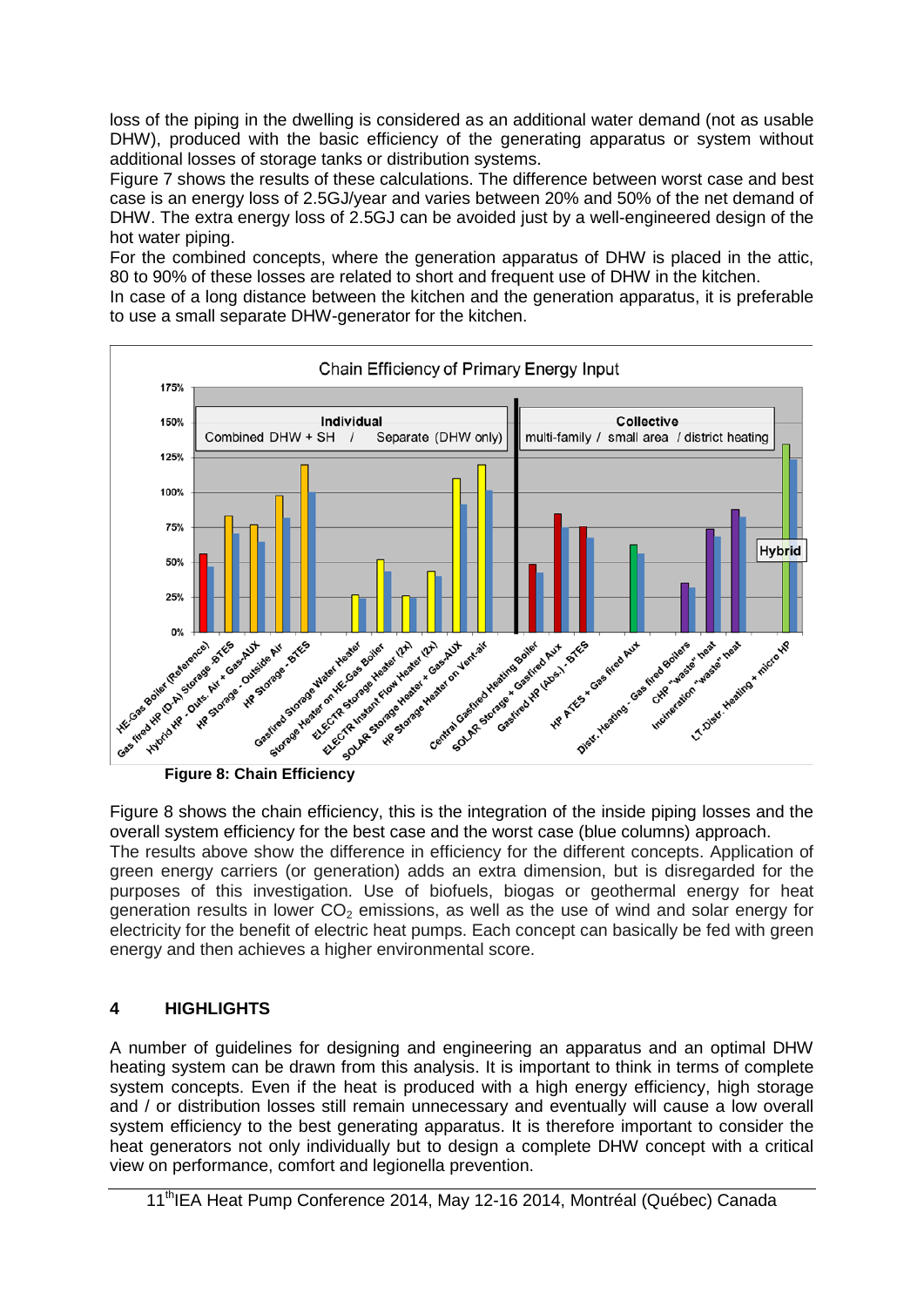loss of the piping in the dwelling is considered as an additional water demand (not as usable DHW), produced with the basic efficiency of the generating apparatus or system without additional losses of storage tanks or distribution systems.
Figure 7 shows the results of these calculations. The difference between worst case and best case is an energy loss of 2.5GJ/year and varies between 20% and 50% of the net demand of DHW. The extra energy loss of 2.5GJ can be avoided just by a well-engineered design of the hot water piping.
For the combined concepts, where the generation apparatus of DHW is placed in the attic, 80 to 90% of these losses are related to short and frequent use of DHW in the kitchen.
In case of a long distance between the kitchen and the generation apparatus, it is preferable to use a small separate DHW-generator for the kitchen.

**Figure 8: Chain Efficiency**

Figure 8 shows the chain efficiency, this is the integration of the inside piping losses and the overall system efficiency for the best case and the worst case (blue columns) approach.
The results above show the difference in efficiency for the different concepts. Application of green energy carriers (or generation) adds an extra dimension, but is disregarded for the purposes of this investigation. Use of biofuels, biogas or geothermal energy for heat generation results in lower $CO_2$ emissions, as well as the use of wind and solar energy for electricity for the benefit of electric heat pumps. Each concept can basically be fed with green energy and then achieves a higher environmental score.

## 4 HIGHLIGHTS

A number of guidelines for designing and engineering an apparatus and an optimal DHW heating system can be drawn from this analysis. It is important to think in terms of complete system concepts. Even if the heat is produced with a high energy efficiency, high storage and / or distribution losses still remain unnecessary and eventually will cause a low overall system efficiency to the best generating apparatus. It is therefore important to consider the heat generators not only individually but to design a complete DHW concept with a critical view on performance, comfort and legionella prevention.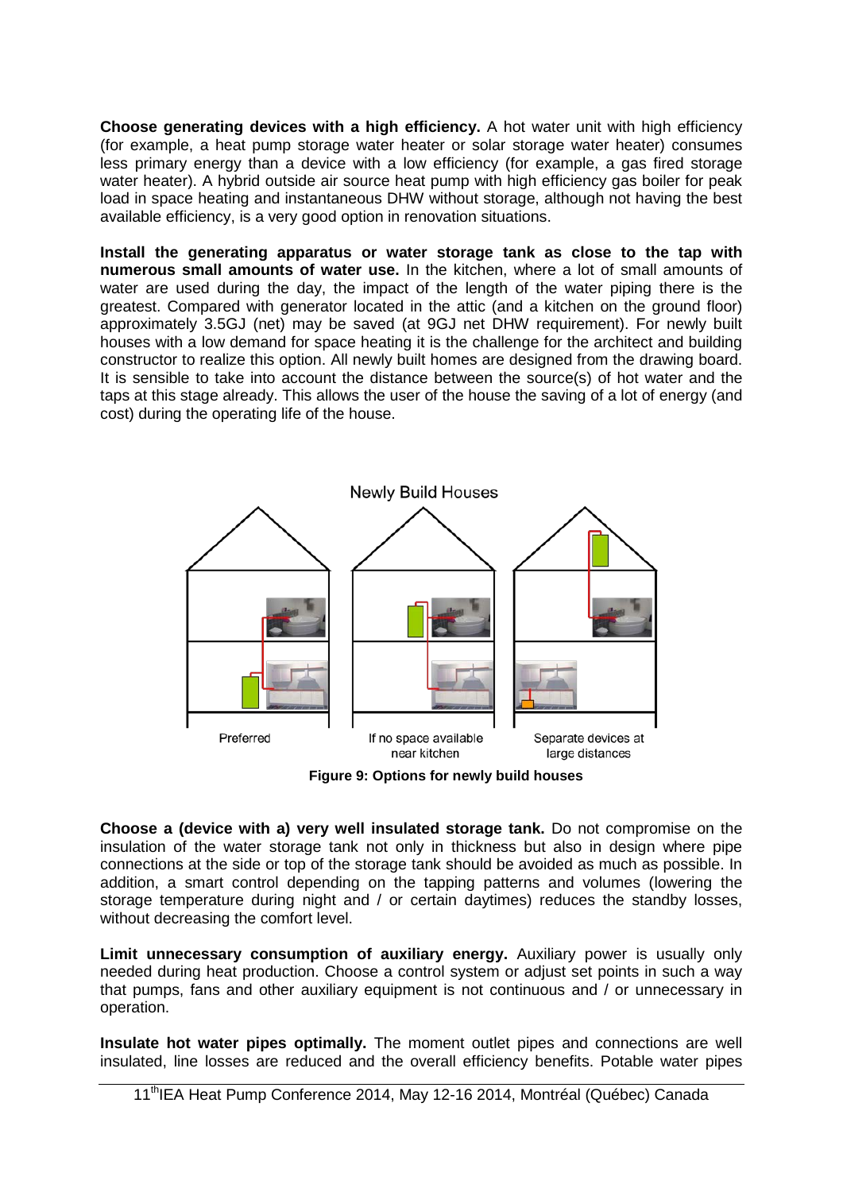**Choose generating devices with a high efficiency.** A hot water unit with high efficiency (for example, a heat pump storage water heater or solar storage water heater) consumes less primary energy than a device with a low efficiency (for example, a gas fired storage water heater). A hybrid outside air source heat pump with high efficiency gas boiler for peak load in space heating and instantaneous DHW without storage, although not having the best available efficiency, is a very good option in renovation situations.

**Install the generating apparatus or water storage tank as close to the tap with numerous small amounts of water use.** In the kitchen, where a lot of small amounts of water are used during the day, the impact of the length of the water piping there is the greatest. Compared with generator located in the attic (and a kitchen on the ground floor) approximately 3.5GJ (net) may be saved (at 9GJ net DHW requirement). For newly built houses with a low demand for space heating it is the challenge for the architect and building constructor to realize this option. All newly built homes are designed from the drawing board. It is sensible to take into account the distance between the source(s) of hot water and the taps at this stage already. This allows the user of the house the saving of a lot of energy (and cost) during the operating life of the house.

Newly Build Houses

Preferred | If no space available near kitchen | Separate devices at large distances

**Figure 9: Options for newly build houses**

**Choose a (device with a) very well insulated storage tank.** Do not compromise on the insulation of the water storage tank not only in thickness but also in design where pipe connections at the side or top of the storage tank should be avoided as much as possible. In addition, a smart control depending on the tapping patterns and volumes (lowering the storage temperature during night and / or certain daytimes) reduces the standby losses, without decreasing the comfort level.

**Limit unnecessary consumption of auxiliary energy.** Auxiliary power is usually only needed during heat production. Choose a control system or adjust set points in such a way that pumps, fans and other auxiliary equipment is not continuous and / or unnecessary in operation.

**Insulate hot water pipes optimally.** The moment outlet pipes and connections are well insulated, line losses are reduced and the overall efficiency benefits. Potable water pipes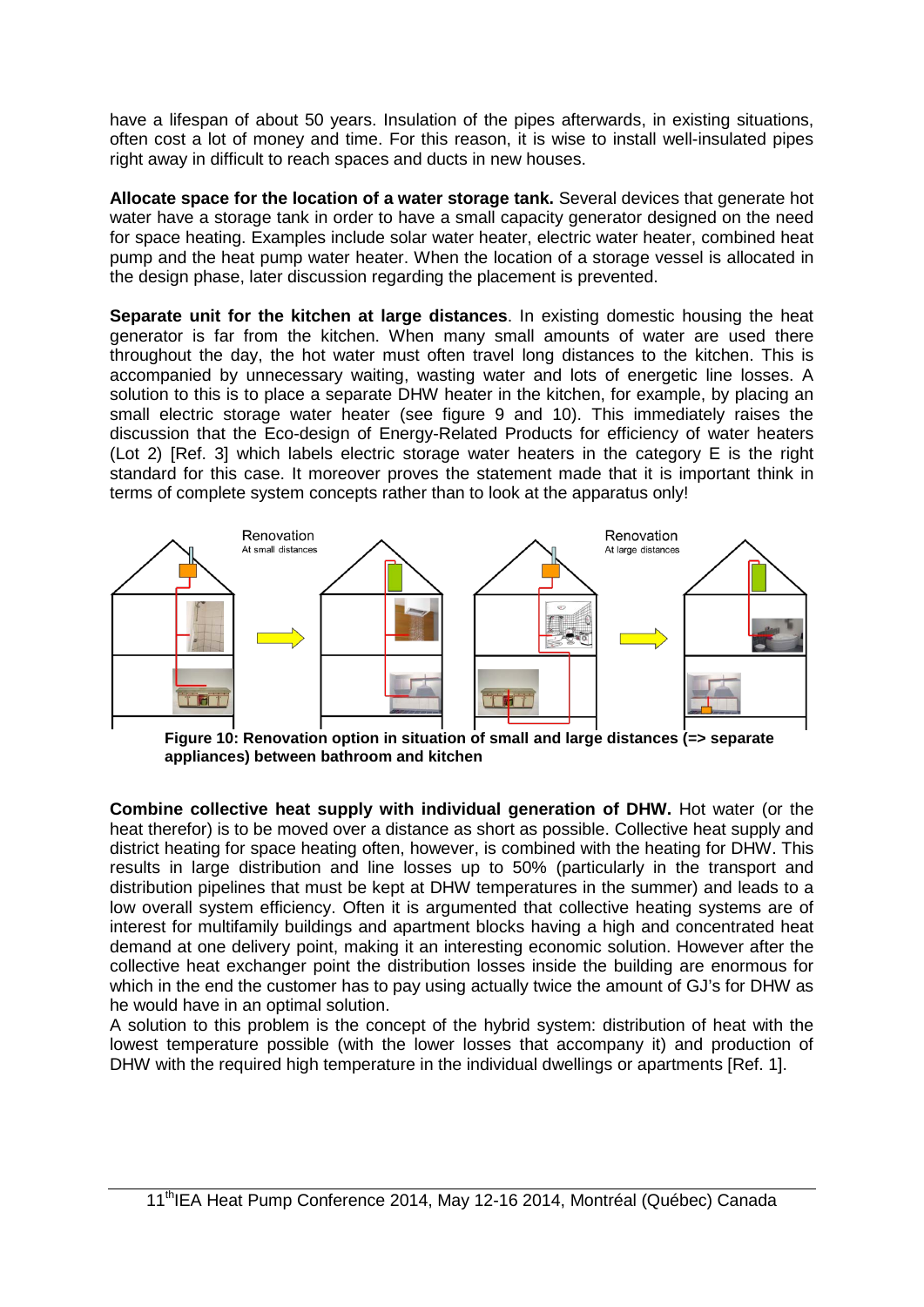have a lifespan of about 50 years. Insulation of the pipes afterwards, in existing situations, often cost a lot of money and time. For this reason, it is wise to install well-insulated pipes right away in difficult to reach spaces and ducts in new houses.

**Allocate space for the location of a water storage tank.** Several devices that generate hot water have a storage tank in order to have a small capacity generator designed on the need for space heating. Examples include solar water heater, electric water heater, combined heat pump and the heat pump water heater. When the location of a storage vessel is allocated in the design phase, later discussion regarding the placement is prevented.

**Separate unit for the kitchen at large distances**. In existing domestic housing the heat generator is far from the kitchen. When many small amounts of water are used there throughout the day, the hot water must often travel long distances to the kitchen. This is accompanied by unnecessary waiting, wasting water and lots of energetic line losses. A solution to this is to place a separate DHW heater in the kitchen, for example, by placing an small electric storage water heater (see figure 9 and 10). This immediately raises the discussion that the Eco-design of Energy-Related Products for efficiency of water heaters (Lot 2) [Ref. 3] which labels electric storage water heaters in the category E is the right standard for this case. It moreover proves the statement made that it is important think in terms of complete system concepts rather than to look at the apparatus only!

**Figure 10: Renovation option in situation of small and large distances (=> separate appliances) between bathroom and kitchen**

**Combine collective heat supply with individual generation of DHW.** Hot water (or the heat therefor) is to be moved over a distance as short as possible. Collective heat supply and district heating for space heating often, however, is combined with the heating for DHW. This results in large distribution and line losses up to 50% (particularly in the transport and distribution pipelines that must be kept at DHW temperatures in the summer) and leads to a low overall system efficiency. Often it is argumented that collective heating systems are of interest for multifamily buildings and apartment blocks having a high and concentrated heat demand at one delivery point, making it an interesting economic solution. However after the collective heat exchanger point the distribution losses inside the building are enormous for which in the end the customer has to pay using actually twice the amount of GJ's for DHW as he would have in an optimal solution.

A solution to this problem is the concept of the hybrid system: distribution of heat with the lowest temperature possible (with the lower losses that accompany it) and production of DHW with the required high temperature in the individual dwellings or apartments [Ref. 1].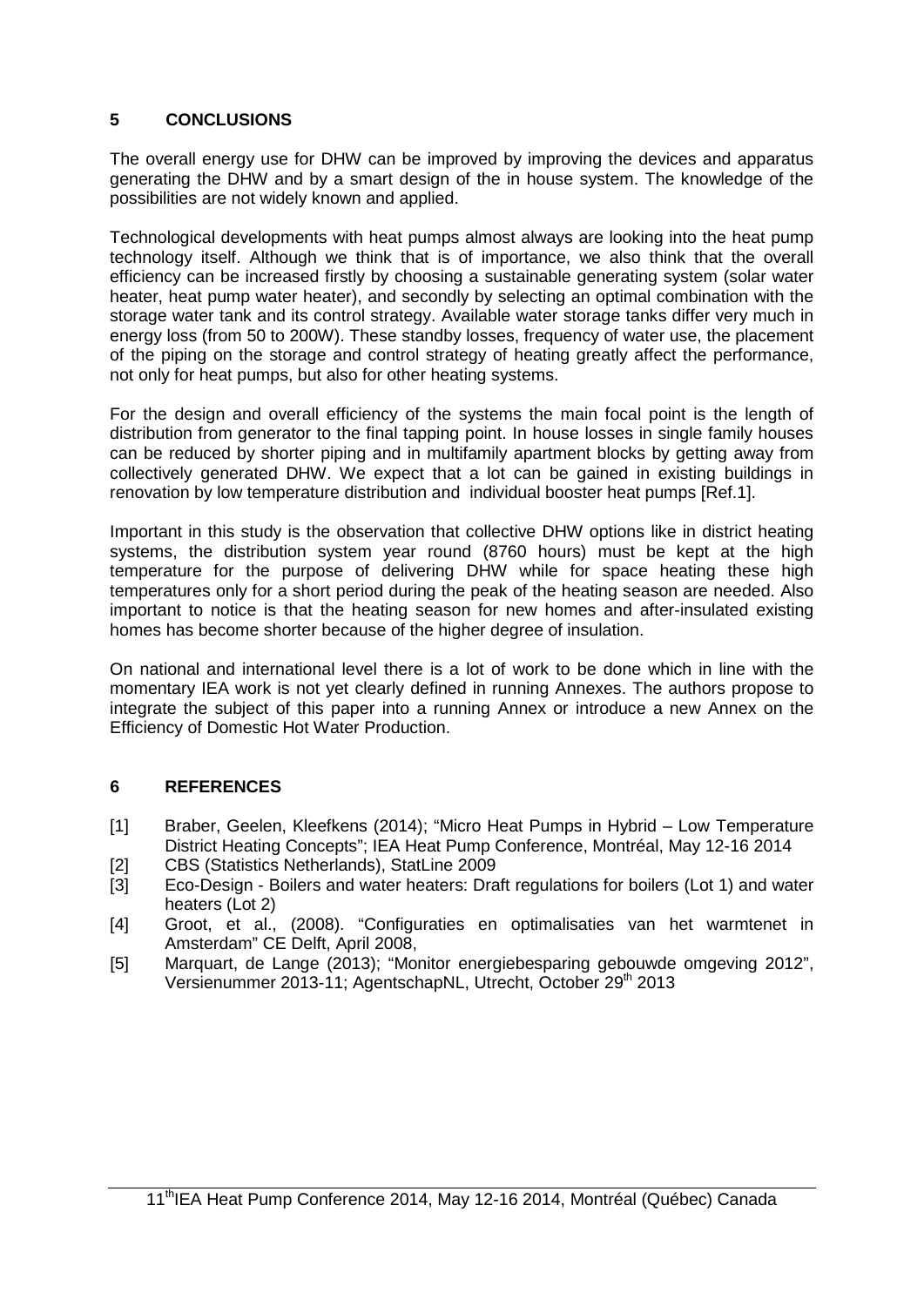## 5 CONCLUSIONS

The overall energy use for DHW can be improved by improving the devices and apparatus generating the DHW and by a smart design of the in house system. The knowledge of the possibilities are not widely known and applied.

Technological developments with heat pumps almost always are looking into the heat pump technology itself. Although we think that is of importance, we also think that the overall efficiency can be increased firstly by choosing a sustainable generating system (solar water heater, heat pump water heater), and secondly by selecting an optimal combination with the storage water tank and its control strategy. Available water storage tanks differ very much in energy loss (from 50 to 200W). These standby losses, frequency of water use, the placement of the piping on the storage and control strategy of heating greatly affect the performance, not only for heat pumps, but also for other heating systems.

For the design and overall efficiency of the systems the main focal point is the length of distribution from generator to the final tapping point. In house losses in single family houses can be reduced by shorter piping and in multifamily apartment blocks by getting away from collectively generated DHW. We expect that a lot can be gained in existing buildings in renovation by low temperature distribution and individual booster heat pumps [Ref.1].

Important in this study is the observation that collective DHW options like in district heating systems, the distribution system year round (8760 hours) must be kept at the high temperature for the purpose of delivering DHW while for space heating these high temperatures only for a short period during the peak of the heating season are needed. Also important to notice is that the heating season for new homes and after-insulated existing homes has become shorter because of the higher degree of insulation.

On national and international level there is a lot of work to be done which in line with the momentary IEA work is not yet clearly defined in running Annexes. The authors propose to integrate the subject of this paper into a running Annex or introduce a new Annex on the Efficiency of Domestic Hot Water Production.

## 6 REFERENCES

[1] Braber, Geelen, Kleefkens (2014); "Micro Heat Pumps in Hybrid – Low Temperature District Heating Concepts"; IEA Heat Pump Conference, Montréal, May 12-16 2014

[2] CBS (Statistics Netherlands), StatLine 2009

[3] Eco-Design - Boilers and water heaters: Draft regulations for boilers (Lot 1) and water heaters (Lot 2)

[4] Groot, et al., (2008). "Configuraties en optimalisaties van het warmtenet in Amsterdam" CE Delft, April 2008,

[5] Marquart, de Lange (2013); "Monitor energiebesparing gebouwde omgeving 2012", Versienummer 2013-11; AgentschapNL, Utrecht, October 29th 2013